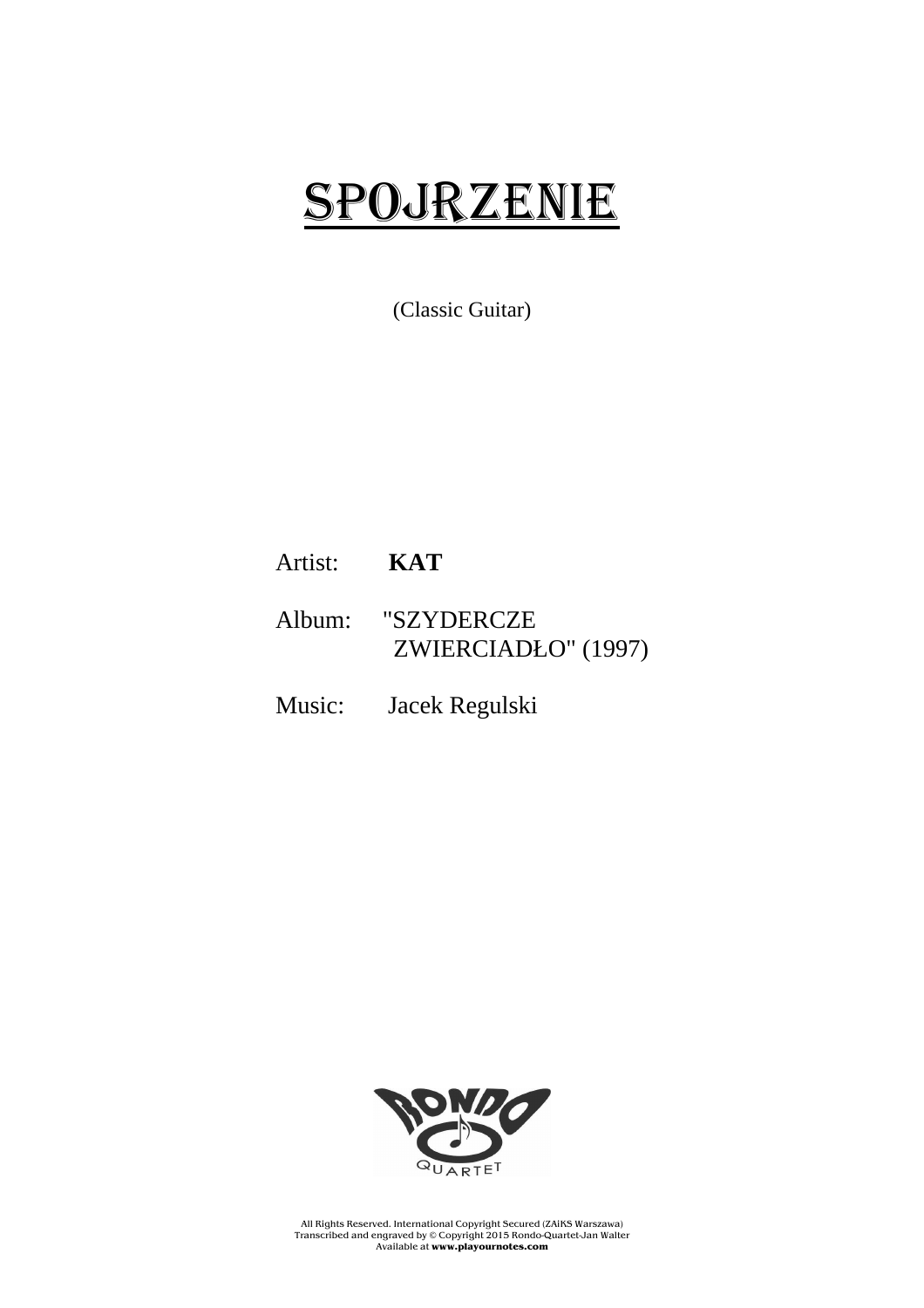# SPOJRZENIE

(Classic Guitar)

Artist: **KAT**

Album: "SZYDERCZE ZWIERCIADŁO" (1997)

Music: Jacek Regulski

RONDO QUARTET

All Rights Reserved. International Copyright Secured (ZAiKS Warszawa)
Transcribed and engraved by © Copyright 2015 Rondo-Quartet-Jan Walter
Available at **www.playournotes.com**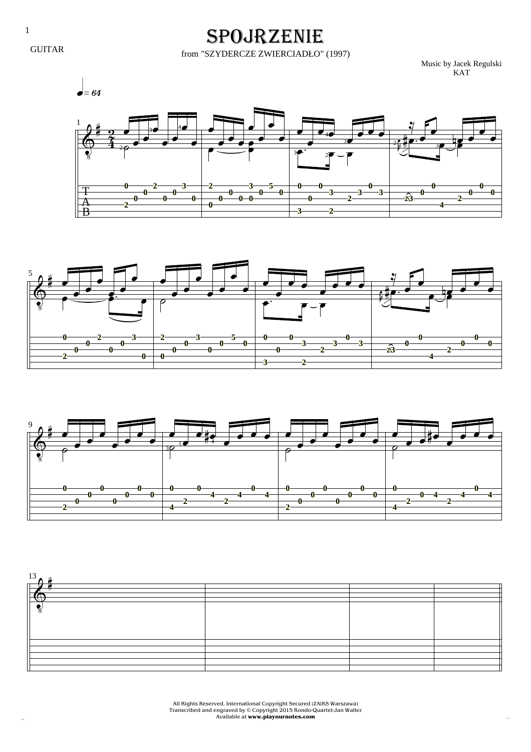# SPOJRZENIE

from "SZYDERCZE ZWIERCIADŁO" (1997)

GUITAR

Music by Jacek Regulski
KAT

All Rights Reserved. International Copyright Secured (ZAiKS Warszawa)
Transcribed and engraved by © Copyright 2015 Rondo-Quartet-Jan Walter
Available at **www.playournotes.com**